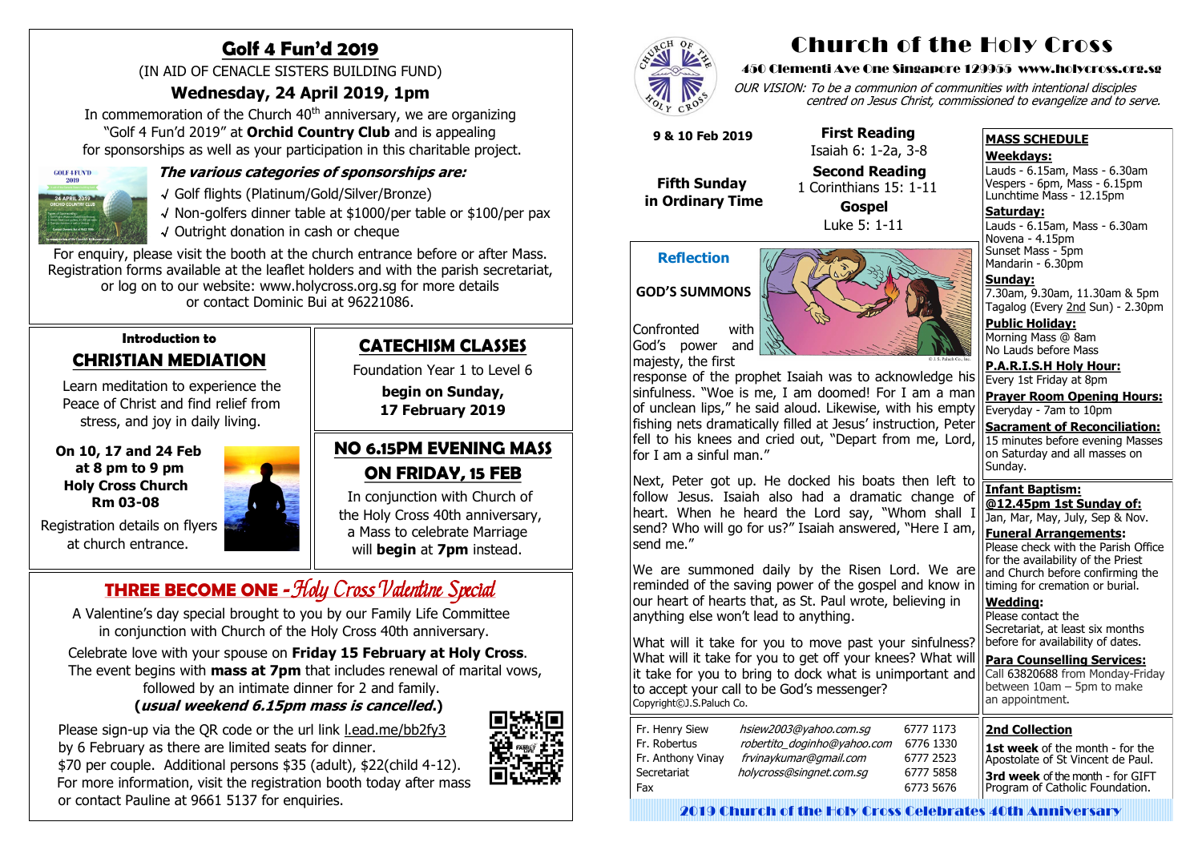# Church of the Holy Cross

**450 Clementi Ave One Singapore 129955 www.holycross.org.sg**

*OUR VISION: To be a communion of communities with intentional disciples centred on Jesus Christ, commissioned to evangelize and to serve.*

**9 & 10 Feb 2019**

**Fifth Sunday in Ordinary Time**

**First Reading**
Isaiah 6: 1-2a, 3-8

**Second Reading**
1 Corinthians 15: 1-11

**Gospel**
Luke 5: 1-11

## Reflection

**GOD'S SUMMONS**

Confronted with God's power and majesty, the first response of the prophet Isaiah was to acknowledge his sinfulness. "Woe is me, I am doomed! For I am a man of unclean lips," he said aloud. Likewise, with his empty fishing nets dramatically filled at Jesus' instruction, Peter fell to his knees and cried out, "Depart from me, Lord, for I am a sinful man."

Next, Peter got up. He docked his boats then left to follow Jesus. Isaiah also had a dramatic change of heart. When he heard the Lord say, "Whom shall I send? Who will go for us?" Isaiah answered, "Here I am, send me."

We are summoned daily by the Risen Lord. We are reminded of the saving power of the gospel and know in our heart of hearts that, as St. Paul wrote, believing in anything else won't lead to anything.

What will it take for you to move past your sinfulness? What will it take for you to get off your knees? What will it take for you to bring to dock what is unimportant and to accept your call to be God's messenger?

Copyright©J.S.Paluch Co.

| | | |
|---|---|---|
| Fr. Henry Siew | hsiew2003@yahoo.com.sg | 6777 1173 |
| Fr. Robertus | robertito_doginho@yahoo.com | 6776 1330 |
| Fr. Anthony Vinay | frvinaykumar@gmail.com | 6777 2523 |
| Secretariat | holycross@singnet.com.sg | 6777 5858 |
| Fax | | 6773 5676 |

## MASS SCHEDULE

**Weekdays:**
Lauds - 6.15am, Mass - 6.30am
Vespers - 6pm, Mass - 6.15pm
Lunchtime Mass - 12.15pm

**Saturday:**
Lauds - 6.15am, Mass - 6.30am
Novena - 4.15pm
Sunset Mass - 5pm
Mandarin - 6.30pm

**Sunday:**
7.30am, 9.30am, 11.30am & 5pm
Tagalog (Every 2nd Sun) - 2.30pm

**Public Holiday:**
Morning Mass @ 8am
No Lauds before Mass

**P.A.R.I.S.H Holy Hour:**
Every 1st Friday at 8pm

**Prayer Room Opening Hours:**
Everyday - 7am to 10pm

**Sacrament of Reconciliation:**
15 minutes before evening Masses on Saturday and all masses on Sunday.

**Infant Baptism:**
**@12.45pm 1st Sunday of:**
Jan, Mar, May, July, Sep & Nov.

**Funeral Arrangements:**
Please check with the Parish Office for the availability of the Priest and Church before confirming the timing for cremation or burial.

**Wedding:**
Please contact the Secretariat, at least six months before for availability of dates.

**Para Counselling Services:**
Call 63820688 from Monday-Friday between 10am – 5pm to make an appointment.

**2nd Collection**

**1st week** of the month - for the Apostolate of St Vincent de Paul.

**3rd week** of the month - for GIFT Program of Catholic Foundation.

2019 Church of the Holy Cross Celebrates 40th Anniversary

## Golf 4 Fun'd 2019

(IN AID OF CENACLE SISTERS BUILDING FUND)

### Wednesday, 24 April 2019, 1pm

In commemoration of the Church 40th anniversary, we are organizing "Golf 4 Fun'd 2019" at **Orchid Country Club** and is appealing for sponsorships as well as your participation in this charitable project.

***The various categories of sponsorships are:***

- √ Golf flights (Platinum/Gold/Silver/Bronze)
- √ Non-golfers dinner table at $1000/per table or $100/per pax
- √ Outright donation in cash or cheque

For enquiry, please visit the booth at the church entrance before or after Mass. Registration forms available at the leaflet holders and with the parish secretariat, or log on to our website: www.holycross.org.sg for more details or contact Dominic Bui at 96221086.

**Introduction to**

## CHRISTIAN MEDIATION

Learn meditation to experience the Peace of Christ and find relief from stress, and joy in daily living.

**On 10, 17 and 24 Feb at 8 pm to 9 pm**
**Holy Cross Church**
**Rm 03-08**

Registration details on flyers at church entrance.

## CATECHISM CLASSES

Foundation Year 1 to Level 6

**begin on Sunday, 17 February 2019**

## NO 6.15PM EVENING MASS ON FRIDAY, 15 FEB

In conjunction with Church of the Holy Cross 40th anniversary, a Mass to celebrate Marriage will **begin** at **7pm** instead.

## THREE BECOME ONE - *Holy Cross Valentine Special*

A Valentine's day special brought to you by our Family Life Committee in conjunction with Church of the Holy Cross 40th anniversary.

Celebrate love with your spouse on **Friday 15 February at Holy Cross**. The event begins with **mass at 7pm** that includes renewal of marital vows, followed by an intimate dinner for 2 and family.

**(*usual weekend 6.15pm mass is cancelled*.)**

Please sign-up via the QR code or the url link l.ead.me/bb2fy3 by 6 February as there are limited seats for dinner. $70 per couple. Additional persons $35 (adult), $22(child 4-12). For more information, visit the registration booth today after mass or contact Pauline at 9661 5137 for enquiries.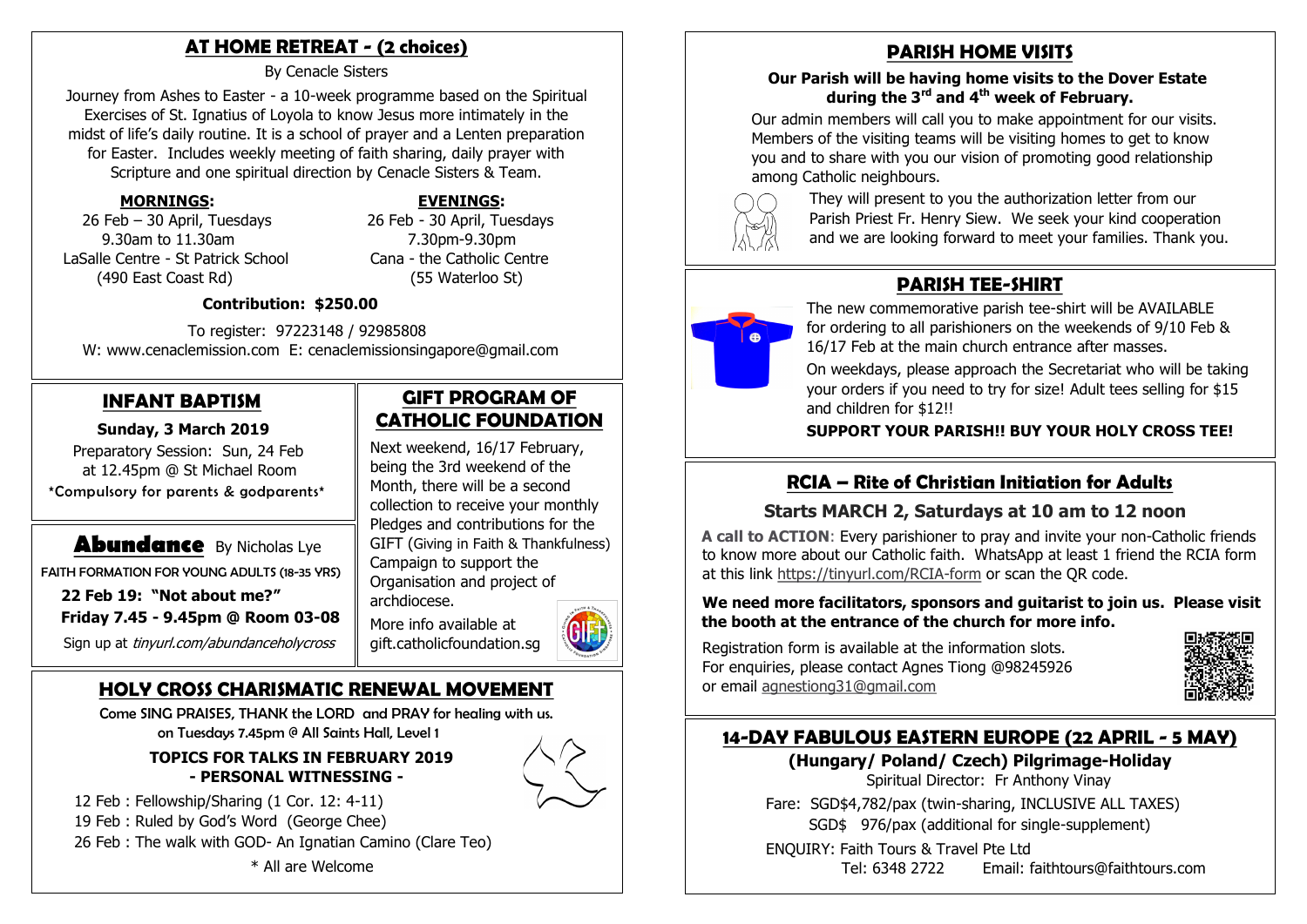## AT HOME RETREAT - (2 choices)

By Cenacle Sisters

Journey from Ashes to Easter - a 10-week programme based on the Spiritual Exercises of St. Ignatius of Loyola to know Jesus more intimately in the midst of life's daily routine. It is a school of prayer and a Lenten preparation for Easter. Includes weekly meeting of faith sharing, daily prayer with Scripture and one spiritual direction by Cenacle Sisters & Team.

**MORNINGS:**
26 Feb – 30 April, Tuesdays
9.30am to 11.30am
LaSalle Centre - St Patrick School
(490 East Coast Rd)

**EVENINGS:**
26 Feb - 30 April, Tuesdays
7.30pm-9.30pm
Cana - the Catholic Centre
(55 Waterloo St)

**Contribution: $250.00**

To register: 97223148 / 92985808
W: www.cenaclemission.com E: cenaclemissionsingapore@gmail.com

## INFANT BAPTISM

**Sunday, 3 March 2019**

Preparatory Session: Sun, 24 Feb at 12.45pm @ St Michael Room
*Compulsory for parents & godparents*

## Abundance By Nicholas Lye

FAITH FORMATION FOR YOUNG ADULTS (18-35 YRS)

**22 Feb 19: "Not about me?"**
**Friday 7.45 - 9.45pm @ Room 03-08**

Sign up at *tinyurl.com/abundanceholycross*

## GIFT PROGRAM OF CATHOLIC FOUNDATION

Next weekend, 16/17 February, being the 3rd weekend of the Month, there will be a second collection to receive your monthly Pledges and contributions for the GIFT (Giving in Faith & Thankfulness) Campaign to support the Organisation and project of archdiocese.

More info available at gift.catholicfoundation.sg

## HOLY CROSS CHARISMATIC RENEWAL MOVEMENT

Come SING PRAISES, THANK the LORD and PRAY for healing with us.
on Tuesdays 7.45pm @ All Saints Hall, Level 1

**TOPICS FOR TALKS IN FEBRUARY 2019**
**- PERSONAL WITNESSING -**

12 Feb : Fellowship/Sharing (1 Cor. 12: 4-11)
19 Feb : Ruled by God's Word (George Chee)
26 Feb : The walk with GOD- An Ignatian Camino (Clare Teo)

\* All are Welcome

## PARISH HOME VISITS

**Our Parish will be having home visits to the Dover Estate during the 3rd and 4th week of February.**

Our admin members will call you to make appointment for our visits. Members of the visiting teams will be visiting homes to get to know you and to share with you our vision of promoting good relationship among Catholic neighbours.

They will present to you the authorization letter from our Parish Priest Fr. Henry Siew. We seek your kind cooperation and we are looking forward to meet your families. Thank you.

## PARISH TEE-SHIRT

The new commemorative parish tee-shirt will be AVAILABLE for ordering to all parishioners on the weekends of 9/10 Feb & 16/17 Feb at the main church entrance after masses.

On weekdays, please approach the Secretariat who will be taking your orders if you need to try for size! Adult tees selling for $15 and children for $12!!

**SUPPORT YOUR PARISH!! BUY YOUR HOLY CROSS TEE!**

## RCIA – Rite of Christian Initiation for Adults

### Starts MARCH 2, Saturdays at 10 am to 12 noon

**A call to ACTION**: Every parishioner to pray and invite your non-Catholic friends to know more about our Catholic faith. WhatsApp at least 1 friend the RCIA form at this link https://tinyurl.com/RCIA-form or scan the QR code.

**We need more facilitators, sponsors and guitarist to join us. Please visit the booth at the entrance of the church for more info.**

Registration form is available at the information slots.
For enquiries, please contact Agnes Tiong @98245926 or email agnestiong31@gmail.com

## 14-DAY FABULOUS EASTERN EUROPE (22 APRIL - 5 MAY)

**(Hungary/ Poland/ Czech) Pilgrimage-Holiday**

Spiritual Director: Fr Anthony Vinay

Fare: SGD$4,782/pax (twin-sharing, INCLUSIVE ALL TAXES)
SGD$ 976/pax (additional for single-supplement)

ENQUIRY: Faith Tours & Travel Pte Ltd
Tel: 6348 2722 Email: faithtours@faithtours.com